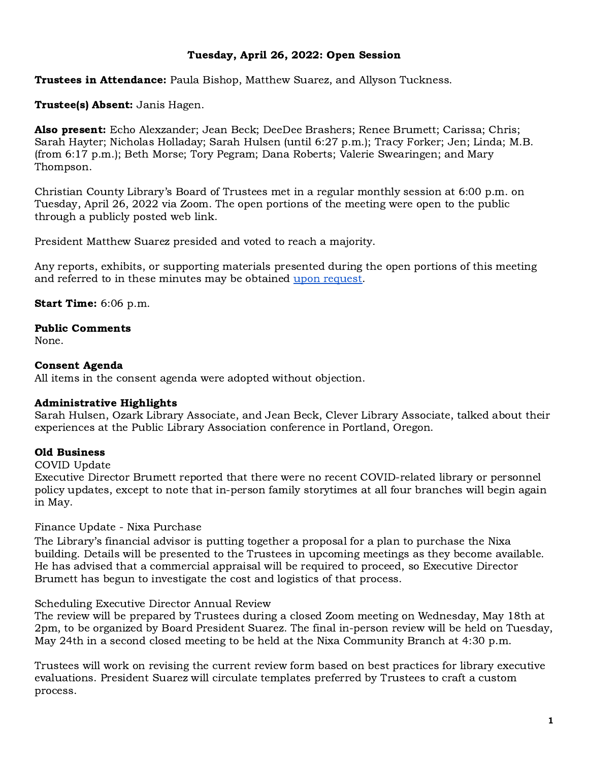**Tuesday, April 26, 2022: Open Session**

**Trustees in Attendance:** Paula Bishop, Matthew Suarez, and Allyson Tuckness.

**Trustee(s) Absent:** Janis Hagen.

**Also present:** Echo Alexzander; Jean Beck; DeeDee Brashers; Renee Brumett; Carissa; Chris; Sarah Hayter; Nicholas Holladay; Sarah Hulsen (until 6:27 p.m.); Tracy Forker; Jen; Linda; M.B. (from 6:17 p.m.); Beth Morse; Tory Pegram; Dana Roberts; Valerie Swearingen; and Mary Thompson.

Christian County Library's Board of Trustees met in a regular monthly session at 6:00 p.m. on Tuesday, April 26, 2022 via Zoom. The open portions of the meeting were open to the public through a publicly posted web link.

President Matthew Suarez presided and voted to reach a majority.

Any reports, exhibits, or supporting materials presented during the open portions of this meeting and referred to in these minutes may be obtained upon request.

**Start Time:** 6:06 p.m.

**Public Comments**
None.

**Consent Agenda**
All items in the consent agenda were adopted without objection.

**Administrative Highlights**
Sarah Hulsen, Ozark Library Associate, and Jean Beck, Clever Library Associate, talked about their experiences at the Public Library Association conference in Portland, Oregon.

**Old Business**
COVID Update
Executive Director Brumett reported that there were no recent COVID-related library or personnel policy updates, except to note that in-person family storytimes at all four branches will begin again in May.

Finance Update - Nixa Purchase
The Library's financial advisor is putting together a proposal for a plan to purchase the Nixa building. Details will be presented to the Trustees in upcoming meetings as they become available. He has advised that a commercial appraisal will be required to proceed, so Executive Director Brumett has begun to investigate the cost and logistics of that process.

Scheduling Executive Director Annual Review
The review will be prepared by Trustees during a closed Zoom meeting on Wednesday, May 18th at 2pm, to be organized by Board President Suarez. The final in-person review will be held on Tuesday, May 24th in a second closed meeting to be held at the Nixa Community Branch at 4:30 p.m.

Trustees will work on revising the current review form based on best practices for library executive evaluations. President Suarez will circulate templates preferred by Trustees to craft a custom process.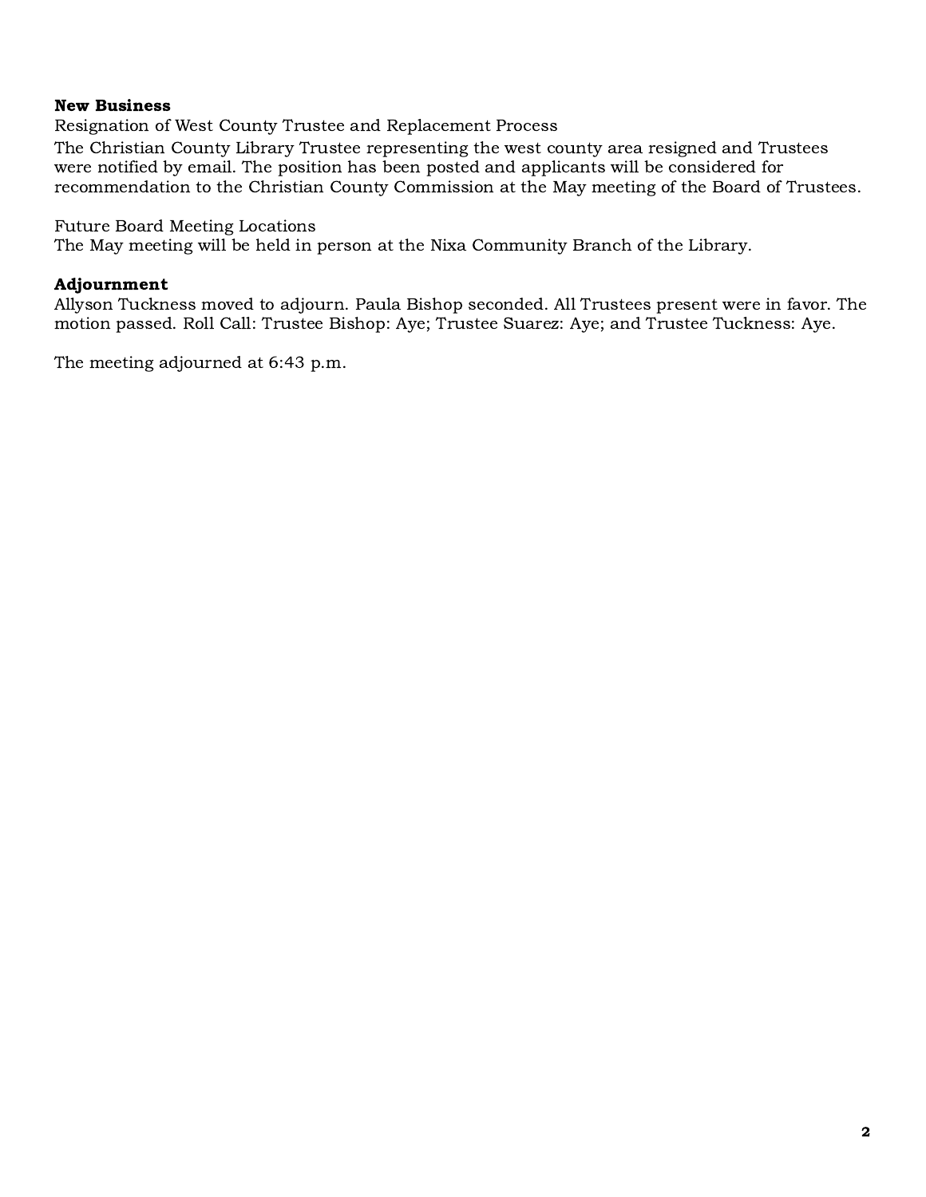**New Business**

Resignation of West County Trustee and Replacement Process

The Christian County Library Trustee representing the west county area resigned and Trustees were notified by email. The position has been posted and applicants will be considered for recommendation to the Christian County Commission at the May meeting of the Board of Trustees.

Future Board Meeting Locations

The May meeting will be held in person at the Nixa Community Branch of the Library.

**Adjournment**

Allyson Tuckness moved to adjourn. Paula Bishop seconded. All Trustees present were in favor. The motion passed. Roll Call: Trustee Bishop: Aye; Trustee Suarez: Aye; and Trustee Tuckness: Aye.

The meeting adjourned at 6:43 p.m.